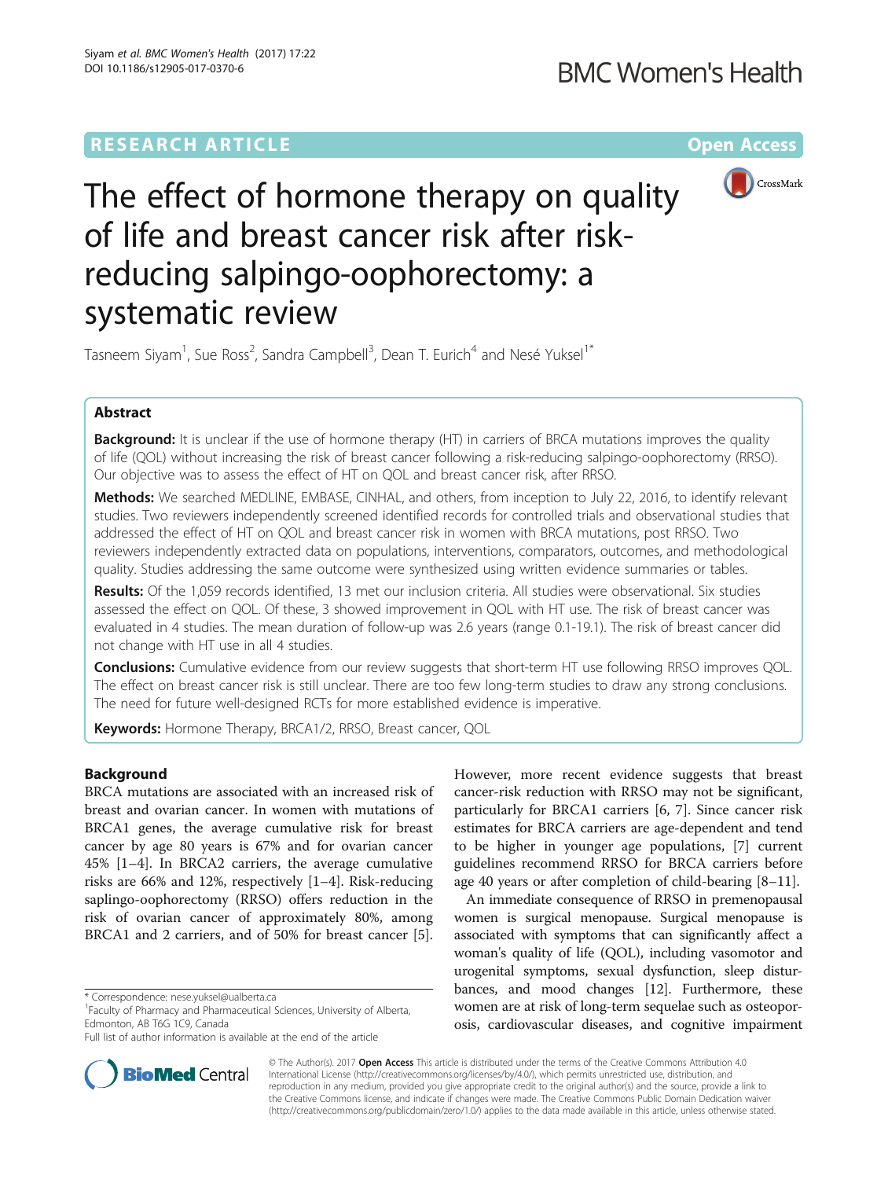RESEARCH ARTICLE

Open Access

# The effect of hormone therapy on quality of life and breast cancer risk after risk-reducing salpingo-oophorectomy: a systematic review

Tasneem Siyam[1], Sue Ross[2], Sandra Campbell[3], Dean T. Eurich[4] and Nesé Yuksel[1*]

## Abstract

**Background:** It is unclear if the use of hormone therapy (HT) in carriers of BRCA mutations improves the quality of life (QOL) without increasing the risk of breast cancer following a risk-reducing salpingo-oophorectomy (RRSO). Our objective was to assess the effect of HT on QOL and breast cancer risk, after RRSO.

**Methods:** We searched MEDLINE, EMBASE, CINHAL, and others, from inception to July 22, 2016, to identify relevant studies. Two reviewers independently screened identified records for controlled trials and observational studies that addressed the effect of HT on QOL and breast cancer risk in women with BRCA mutations, post RRSO. Two reviewers independently extracted data on populations, interventions, comparators, outcomes, and methodological quality. Studies addressing the same outcome were synthesized using written evidence summaries or tables.

**Results:** Of the 1,059 records identified, 13 met our inclusion criteria. All studies were observational. Six studies assessed the effect on QOL. Of these, 3 showed improvement in QOL with HT use. The risk of breast cancer was evaluated in 4 studies. The mean duration of follow-up was 2.6 years (range 0.1-19.1). The risk of breast cancer did not change with HT use in all 4 studies.

**Conclusions:** Cumulative evidence from our review suggests that short-term HT use following RRSO improves QOL. The effect on breast cancer risk is still unclear. There are too few long-term studies to draw any strong conclusions. The need for future well-designed RCTs for more established evidence is imperative.

**Keywords:** Hormone Therapy, BRCA1/2, RRSO, Breast cancer, QOL

## Background

BRCA mutations are associated with an increased risk of breast and ovarian cancer. In women with mutations of BRCA1 genes, the average cumulative risk for breast cancer by age 80 years is 67% and for ovarian cancer 45% [1–4]. In BRCA2 carriers, the average cumulative risks are 66% and 12%, respectively [1–4]. Risk-reducing saplingo-oophorectomy (RRSO) offers reduction in the risk of ovarian cancer of approximately 80%, among BRCA1 and 2 carriers, and of 50% for breast cancer [5]. However, more recent evidence suggests that breast cancer-risk reduction with RRSO may not be significant, particularly for BRCA1 carriers [6, 7]. Since cancer risk estimates for BRCA carriers are age-dependent and tend to be higher in younger age populations, [7] current guidelines recommend RRSO for BRCA carriers before age 40 years or after completion of child-bearing [8–11].

An immediate consequence of RRSO in premenopausal women is surgical menopause. Surgical menopause is associated with symptoms that can significantly affect a woman's quality of life (QOL), including vasomotor and urogenital symptoms, sexual dysfunction, sleep disturbances, and mood changes [12]. Furthermore, these women are at risk of long-term sequelae such as osteoporosis, cardiovascular diseases, and cognitive impairment

\* Correspondence: nese.yuksel@ualberta.ca
[1]Faculty of Pharmacy and Pharmaceutical Sciences, University of Alberta, Edmonton, AB T6G 1C9, Canada
Full list of author information is available at the end of the article

© The Author(s). 2017 **Open Access** This article is distributed under the terms of the Creative Commons Attribution 4.0 International License (http://creativecommons.org/licenses/by/4.0/), which permits unrestricted use, distribution, and reproduction in any medium, provided you give appropriate credit to the original author(s) and the source, provide a link to the Creative Commons license, and indicate if changes were made. The Creative Commons Public Domain Dedication waiver (http://creativecommons.org/publicdomain/zero/1.0/) applies to the data made available in this article, unless otherwise stated.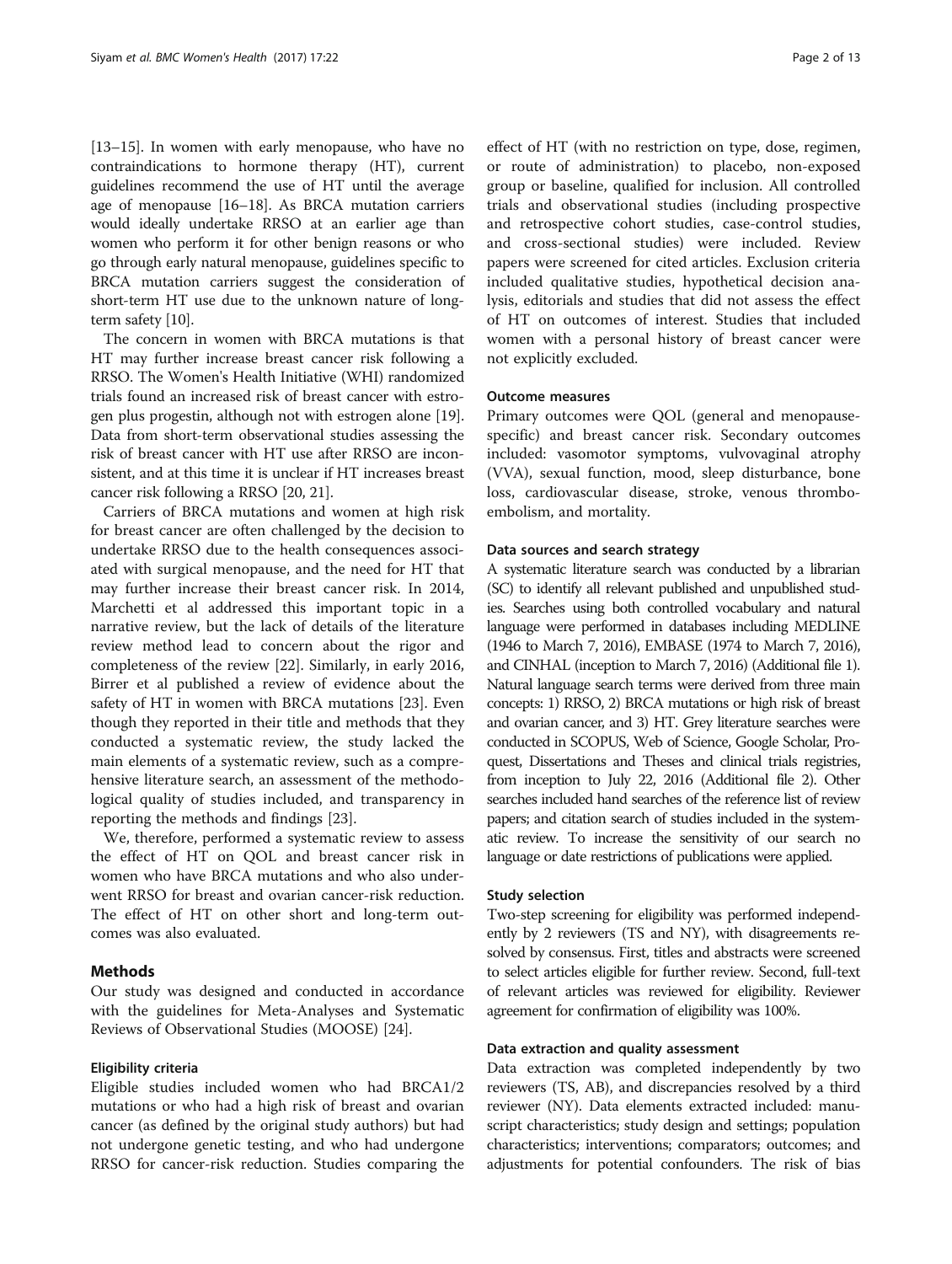[13–15]. In women with early menopause, who have no contraindications to hormone therapy (HT), current guidelines recommend the use of HT until the average age of menopause [16–18]. As BRCA mutation carriers would ideally undertake RRSO at an earlier age than women who perform it for other benign reasons or who go through early natural menopause, guidelines specific to BRCA mutation carriers suggest the consideration of short-term HT use due to the unknown nature of long-term safety [10].

The concern in women with BRCA mutations is that HT may further increase breast cancer risk following a RRSO. The Women's Health Initiative (WHI) randomized trials found an increased risk of breast cancer with estrogen plus progestin, although not with estrogen alone [19]. Data from short-term observational studies assessing the risk of breast cancer with HT use after RRSO are inconsistent, and at this time it is unclear if HT increases breast cancer risk following a RRSO [20, 21].

Carriers of BRCA mutations and women at high risk for breast cancer are often challenged by the decision to undertake RRSO due to the health consequences associated with surgical menopause, and the need for HT that may further increase their breast cancer risk. In 2014, Marchetti et al addressed this important topic in a narrative review, but the lack of details of the literature review method lead to concern about the rigor and completeness of the review [22]. Similarly, in early 2016, Birrer et al published a review of evidence about the safety of HT in women with BRCA mutations [23]. Even though they reported in their title and methods that they conducted a systematic review, the study lacked the main elements of a systematic review, such as a comprehensive literature search, an assessment of the methodological quality of studies included, and transparency in reporting the methods and findings [23].

We, therefore, performed a systematic review to assess the effect of HT on QOL and breast cancer risk in women who have BRCA mutations and who also underwent RRSO for breast and ovarian cancer-risk reduction. The effect of HT on other short and long-term outcomes was also evaluated.

## Methods

Our study was designed and conducted in accordance with the guidelines for Meta-Analyses and Systematic Reviews of Observational Studies (MOOSE) [24].

### Eligibility criteria

Eligible studies included women who had BRCA1/2 mutations or who had a high risk of breast and ovarian cancer (as defined by the original study authors) but had not undergone genetic testing, and who had undergone RRSO for cancer-risk reduction. Studies comparing the effect of HT (with no restriction on type, dose, regimen, or route of administration) to placebo, non-exposed group or baseline, qualified for inclusion. All controlled trials and observational studies (including prospective and retrospective cohort studies, case-control studies, and cross-sectional studies) were included. Review papers were screened for cited articles. Exclusion criteria included qualitative studies, hypothetical decision analysis, editorials and studies that did not assess the effect of HT on outcomes of interest. Studies that included women with a personal history of breast cancer were not explicitly excluded.

### Outcome measures

Primary outcomes were QOL (general and menopause-specific) and breast cancer risk. Secondary outcomes included: vasomotor symptoms, vulvovaginal atrophy (VVA), sexual function, mood, sleep disturbance, bone loss, cardiovascular disease, stroke, venous thromboembolism, and mortality.

### Data sources and search strategy

A systematic literature search was conducted by a librarian (SC) to identify all relevant published and unpublished studies. Searches using both controlled vocabulary and natural language were performed in databases including MEDLINE (1946 to March 7, 2016), EMBASE (1974 to March 7, 2016), and CINHAL (inception to March 7, 2016) (Additional file 1). Natural language search terms were derived from three main concepts: 1) RRSO, 2) BRCA mutations or high risk of breast and ovarian cancer, and 3) HT. Grey literature searches were conducted in SCOPUS, Web of Science, Google Scholar, Proquest, Dissertations and Theses and clinical trials registries, from inception to July 22, 2016 (Additional file 2). Other searches included hand searches of the reference list of review papers; and citation search of studies included in the systematic review. To increase the sensitivity of our search no language or date restrictions of publications were applied.

### Study selection

Two-step screening for eligibility was performed independently by 2 reviewers (TS and NY), with disagreements resolved by consensus. First, titles and abstracts were screened to select articles eligible for further review. Second, full-text of relevant articles was reviewed for eligibility. Reviewer agreement for confirmation of eligibility was 100%.

### Data extraction and quality assessment

Data extraction was completed independently by two reviewers (TS, AB), and discrepancies resolved by a third reviewer (NY). Data elements extracted included: manuscript characteristics; study design and settings; population characteristics; interventions; comparators; outcomes; and adjustments for potential confounders. The risk of bias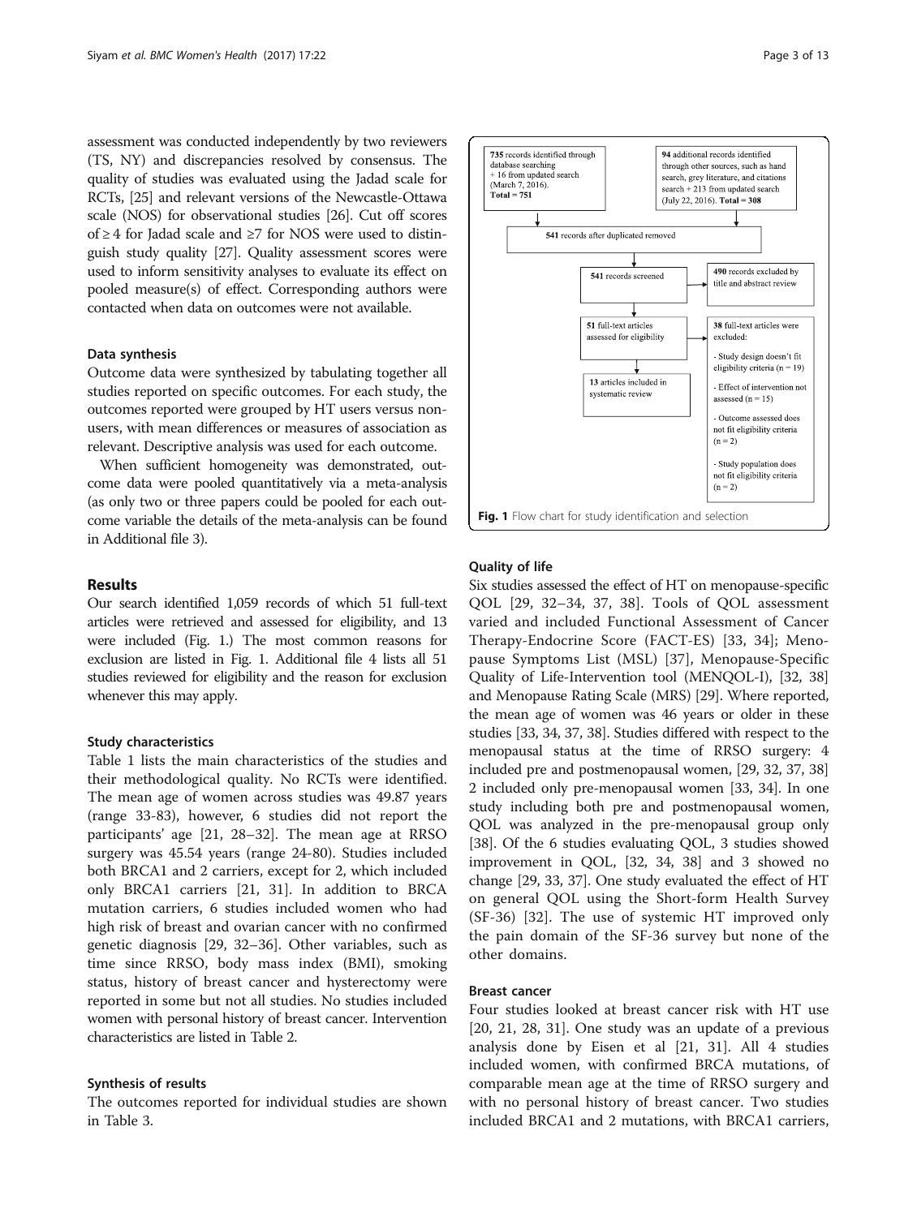assessment was conducted independently by two reviewers (TS, NY) and discrepancies resolved by consensus. The quality of studies was evaluated using the Jadad scale for RCTs, [25] and relevant versions of the Newcastle-Ottawa scale (NOS) for observational studies [26]. Cut off scores of ≥ 4 for Jadad scale and ≥7 for NOS were used to distinguish study quality [27]. Quality assessment scores were used to inform sensitivity analyses to evaluate its effect on pooled measure(s) of effect. Corresponding authors were contacted when data on outcomes were not available.

#### Data synthesis

Outcome data were synthesized by tabulating together all studies reported on specific outcomes. For each study, the outcomes reported were grouped by HT users versus non-users, with mean differences or measures of association as relevant. Descriptive analysis was used for each outcome.

When sufficient homogeneity was demonstrated, outcome data were pooled quantitatively via a meta-analysis (as only two or three papers could be pooled for each outcome variable the details of the meta-analysis can be found in Additional file 3).

## Results

Our search identified 1,059 records of which 51 full-text articles were retrieved and assessed for eligibility, and 13 were included (Fig. 1.) The most common reasons for exclusion are listed in Fig. 1. Additional file 4 lists all 51 studies reviewed for eligibility and the reason for exclusion whenever this may apply.

#### Study characteristics

Table 1 lists the main characteristics of the studies and their methodological quality. No RCTs were identified. The mean age of women across studies was 49.87 years (range 33-83), however, 6 studies did not report the participants' age [21, 28–32]. The mean age at RRSO surgery was 45.54 years (range 24-80). Studies included both BRCA1 and 2 carriers, except for 2, which included only BRCA1 carriers [21, 31]. In addition to BRCA mutation carriers, 6 studies included women who had high risk of breast and ovarian cancer with no confirmed genetic diagnosis [29, 32–36]. Other variables, such as time since RRSO, body mass index (BMI), smoking status, history of breast cancer and hysterectomy were reported in some but not all studies. No studies included women with personal history of breast cancer. Intervention characteristics are listed in Table 2.

#### Synthesis of results

The outcomes reported for individual studies are shown in Table 3.

- **735** records identified through database searching + 16 from updated search (March 7, 2016). **Total = 751**
- **94** additional records identified through other sources, such as hand search, grey literature, and citations search + 213 from updated search (July 22, 2016). **Total = 308**
- **541** records after duplicated removed
- **541** records screened → **490** records excluded by title and abstract review
- **51** full-text articles assessed for eligibility → **38** full-text articles were excluded:
  - Study design doesn't fit eligibility criteria (n = 19)
  - Effect of intervention not assessed (n = 15)
  - Outcome assessed does not fit eligibility criteria (n = 2)
  - Study population does not fit eligibility criteria (n = 2)
- **13** articles included in systematic review

**Fig. 1** Flow chart for study identification and selection

#### Quality of life

Six studies assessed the effect of HT on menopause-specific QOL [29, 32–34, 37, 38]. Tools of QOL assessment varied and included Functional Assessment of Cancer Therapy-Endocrine Score (FACT-ES) [33, 34]; Menopause Symptoms List (MSL) [37], Menopause-Specific Quality of Life-Intervention tool (MENQOL-I), [32, 38] and Menopause Rating Scale (MRS) [29]. Where reported, the mean age of women was 46 years or older in these studies [33, 34, 37, 38]. Studies differed with respect to the menopausal status at the time of RRSO surgery: 4 included pre and postmenopausal women, [29, 32, 37, 38] 2 included only pre-menopausal women [33, 34]. In one study including both pre and postmenopausal women, QOL was analyzed in the pre-menopausal group only [38]. Of the 6 studies evaluating QOL, 3 studies showed improvement in QOL, [32, 34, 38] and 3 showed no change [29, 33, 37]. One study evaluated the effect of HT on general QOL using the Short-form Health Survey (SF-36) [32]. The use of systemic HT improved only the pain domain of the SF-36 survey but none of the other domains.

#### Breast cancer

Four studies looked at breast cancer risk with HT use [20, 21, 28, 31]. One study was an update of a previous analysis done by Eisen et al [21, 31]. All 4 studies included women, with confirmed BRCA mutations, of comparable mean age at the time of RRSO surgery and with no personal history of breast cancer. Two studies included BRCA1 and 2 mutations, with BRCA1 carriers,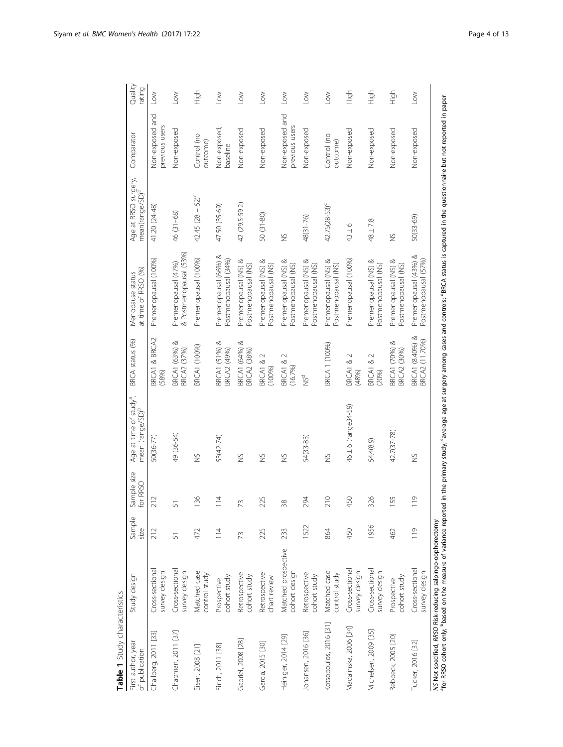**Table 1** Study characteristics

| First author, year of publication | Study design | Sample size | Sample size for RRSO | Age at time of study[a], mean (range/SD)[b] | BRCA status (%) | Menopause status at time of RRSO (%) | Age at RRSO surgery, mean(range/SD)[b] | Comparator | Quality rating |
|---|---|---|---|---|---|---|---|---|---|
| Challberg, 2011 [33] | Cross-sectional survey design | 212 | 212 | 50(36-77) | BRCA1 & BRCA2 (58%) | Premenopausal (100%) | 41.20 (24-48) | Non-exposed and previous users | Low |
| Chapman, 2011 [37] | Cross-sectional survey design | 51 | 51 | 49 (36-54) | BRCA1 (63%) & BRCA2 (37%) | Premenopausal (47%) & Postmenopausal (53%) | 46 (31–68) | Non-exposed | Low |
| Eisen, 2008 [21] | Matched case control study | 472 | 136 | NS | BRCA1 (100%) | Premenopausal (100%) | 42.45 (28 – 52)[c] | Control (no outcome) | High |
| Finch, 2011 [38] | Prospective cohort study | 114 | 114 | 53(42-74) | BRCA1 (51%) & BRCA2 (49%) | Premenopausal (66%) & Postmenopausal (34%) | 47.50 (35-69) | Non-exposed, baseline | Low |
| Gabriel, 2008 [28] | Retrospective cohort study | 73 | 73 | NS | BRCA1 (64%) & BRCA2 (38%) | Premenopausal (NS) & Postmenopausal (NS) | 42 (29.5-59.2) | Non-exposed | Low |
| Garcia, 2015 [30] | Retrospective chart review | 225 | 225 | NS | BRCA1 & 2 (100%) | Premenopausal (NS) & Postmenopausal (NS) | 50 (31-80) | Non-exposed | Low |
| Heiniger, 2014 [29] | Matched prospective cohort design | 233 | 38 | NS | BRCA1 & 2 (16.7%) | Premenopausal (NS) & Postmenopausal (NS) | NS | Non-exposed and previous users | Low |
| Johansen, 2016 [36] | Retrospective cohort study | 1522 | 294 | 54(33-83) | NS[d] | Premenopausal (NS) & Postmenopausal (NS) | 48(31-76) | Non-exposed | Low |
| Kotsopoulos, 2016 [31] | Matched case control study | 864 | 210 | NS | BRCA 1 (100%) | Premenopausal (NS) & Postmenopausal (NS) | 42.75(28-53)[c] | Control (no outcome) | Low |
| Madalinska, 2006 [34] | Cross-sectional survey design | 450 | 450 | 46 ± 6 (range34-59) | BRCA1 & 2 (48%) | Premenopausal (100%) | 43 ± 6 | Non-exposed | High |
| Michelsen, 2009 [35] | Cross-sectional survey design | 1956 | 326 | 54.4(8.9) | BRCA1 & 2 (20%) | Premenopausal (NS) & Postmenopausal (NS) | 48 ± 7.8 | Non-exposed | High |
| Rebbeck, 2005 [20] | Prospective cohort study | 462 | 155 | 42.7(37-78) | BRCA1 (70%) & BRCA2 (30%) | Premenopausal (NS) & Postmenopausal (NS) | NS | Non-exposed | High |
| Tucker, 2016 [32] | Cross-sectional survey design | 119 | 119 | NS | BRCA1 (8.40%) & BRCA2 (11.70%) | Premenopausal (43%) & Postmenopausal (57%) | 50(33-69) | Non-exposed | Low |

*NS* Not specified, *RRSO* Risk-reducing salpingo-oophorectomy
[a]for RRSO cohort only; [b]based on the measure of variance reported in the primary study; [c]average age at surgery among cases and controls; [d]BRCA status is captured in the questionnaire but not reported in paper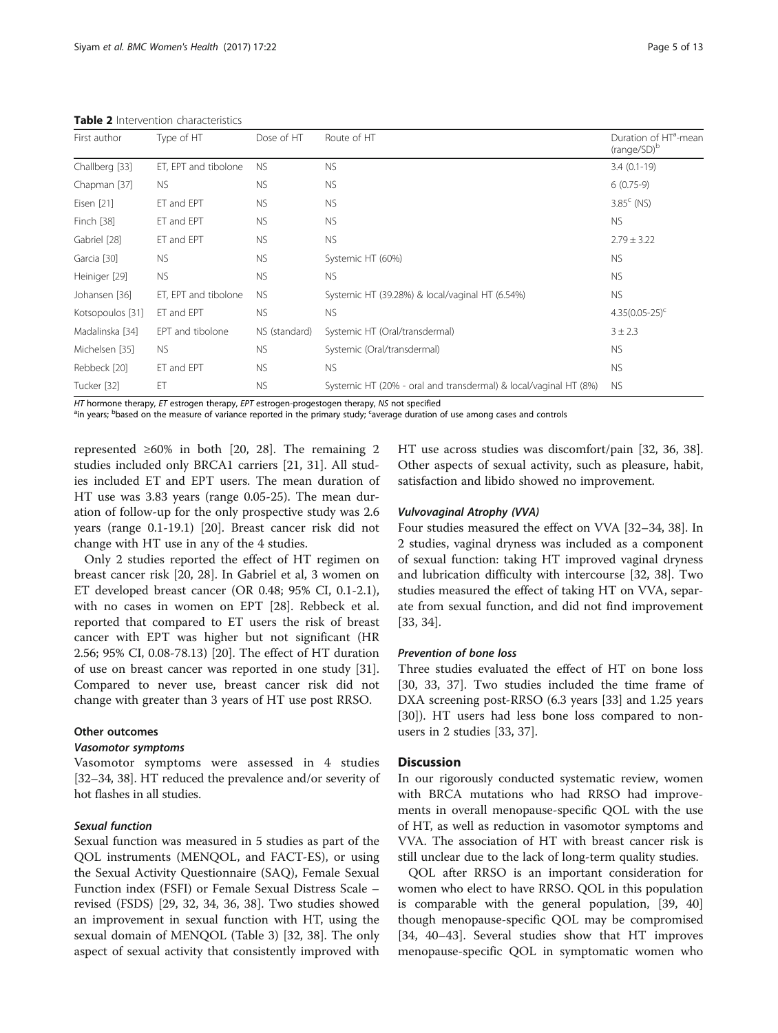**Table 2** Intervention characteristics

| First author | Type of HT | Dose of HT | Route of HT | Duration of HT[a]-mean (range/SD)[b] |
|---|---|---|---|---|
| Challberg [33] | ET, EPT and tibolone | NS | NS | 3.4 (0.1-19) |
| Chapman [37] | NS | NS | NS | 6 (0.75-9) |
| Eisen [21] | ET and EPT | NS | NS | 3.85[c] (NS) |
| Finch [38] | ET and EPT | NS | NS | NS |
| Gabriel [28] | ET and EPT | NS | NS | 2.79 ± 3.22 |
| Garcia [30] | NS | NS | Systemic HT (60%) | NS |
| Heiniger [29] | NS | NS | NS | NS |
| Johansen [36] | ET, EPT and tibolone | NS | Systemic HT (39.28%) & local/vaginal HT (6.54%) | NS |
| Kotsopoulos [31] | ET and EPT | NS | NS | 4.35(0.05-25)[c] |
| Madalinska [34] | EPT and tibolone | NS (standard) | Systemic HT (Oral/transdermal) | 3 ± 2.3 |
| Michelsen [35] | NS | NS | Systemic (Oral/transdermal) | NS |
| Rebbeck [20] | ET and EPT | NS | NS | NS |
| Tucker [32] | ET | NS | Systemic HT (20% - oral and transdermal) & local/vaginal HT (8%) | NS |

*HT* hormone therapy, *ET* estrogen therapy, *EPT* estrogen-progestogen therapy, *NS* not specified
[a]in years; [b]based on the measure of variance reported in the primary study; [c]average duration of use among cases and controls

represented ≥60% in both [20, 28]. The remaining 2 studies included only BRCA1 carriers [21, 31]. All studies included ET and EPT users. The mean duration of HT use was 3.83 years (range 0.05-25). The mean duration of follow-up for the only prospective study was 2.6 years (range 0.1-19.1) [20]. Breast cancer risk did not change with HT use in any of the 4 studies.

Only 2 studies reported the effect of HT regimen on breast cancer risk [20, 28]. In Gabriel et al, 3 women on ET developed breast cancer (OR 0.48; 95% CI, 0.1-2.1), with no cases in women on EPT [28]. Rebbeck et al. reported that compared to ET users the risk of breast cancer with EPT was higher but not significant (HR 2.56; 95% CI, 0.08-78.13) [20]. The effect of HT duration of use on breast cancer was reported in one study [31]. Compared to never use, breast cancer risk did not change with greater than 3 years of HT use post RRSO.

### Other outcomes

#### *Vasomotor symptoms*

Vasomotor symptoms were assessed in 4 studies [32–34, 38]. HT reduced the prevalence and/or severity of hot flashes in all studies.

#### *Sexual function*

Sexual function was measured in 5 studies as part of the QOL instruments (MENQOL, and FACT-ES), or using the Sexual Activity Questionnaire (SAQ), Female Sexual Function index (FSFI) or Female Sexual Distress Scale – revised (FSDS) [29, 32, 34, 36, 38]. Two studies showed an improvement in sexual function with HT, using the sexual domain of MENQOL (Table 3) [32, 38]. The only aspect of sexual activity that consistently improved with HT use across studies was discomfort/pain [32, 36, 38]. Other aspects of sexual activity, such as pleasure, habit, satisfaction and libido showed no improvement.

#### *Vulvovaginal Atrophy (VVA)*

Four studies measured the effect on VVA [32–34, 38]. In 2 studies, vaginal dryness was included as a component of sexual function: taking HT improved vaginal dryness and lubrication difficulty with intercourse [32, 38]. Two studies measured the effect of taking HT on VVA, separate from sexual function, and did not find improvement [33, 34].

#### *Prevention of bone loss*

Three studies evaluated the effect of HT on bone loss [30, 33, 37]. Two studies included the time frame of DXA screening post-RRSO (6.3 years [33] and 1.25 years [30]). HT users had less bone loss compared to non-users in 2 studies [33, 37].

## Discussion

In our rigorously conducted systematic review, women with BRCA mutations who had RRSO had improvements in overall menopause-specific QOL with the use of HT, as well as reduction in vasomotor symptoms and VVA. The association of HT with breast cancer risk is still unclear due to the lack of long-term quality studies.

QOL after RRSO is an important consideration for women who elect to have RRSO. QOL in this population is comparable with the general population, [39, 40] though menopause-specific QOL may be compromised [34, 40–43]. Several studies show that HT improves menopause-specific QOL in symptomatic women who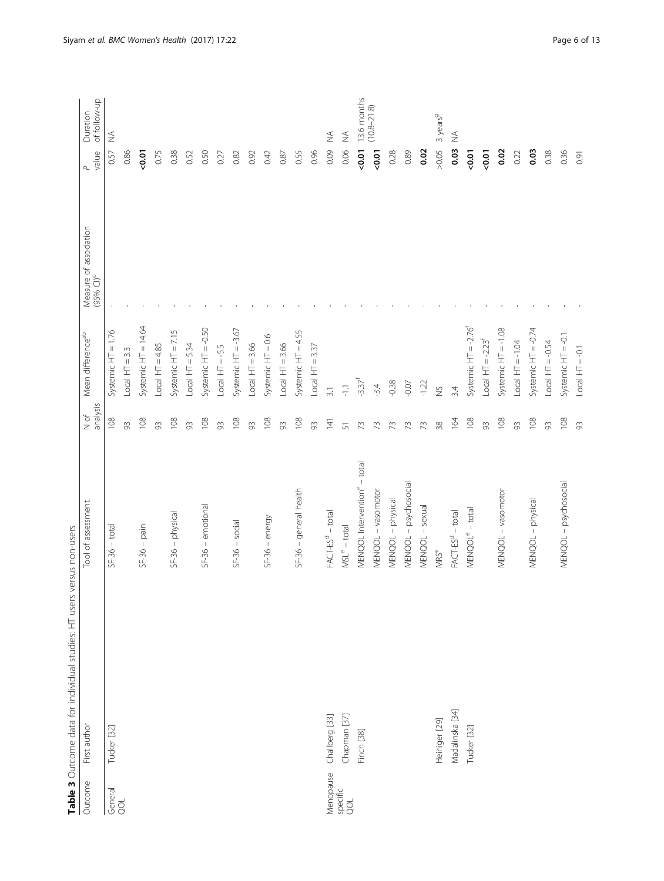**Table 3** Outcome data for individual studies: HT users versus non-users

| Outcome | First author | Tool of assessment | N of analysis | Mean difference[ab] | Measure of association (95% CI)[c] | *P* value | Duration of follow-up |
|---|---|---|---|---|---|---|---|
| General QOL | Tucker [32] | SF-36 – total | 108 | Systemic HT = 1.76 | - | 0.57 | NA |
| | | | 93 | Local HT = 3.3 | - | 0.86 | |
| | | SF-36 – pain | 108 | Systemic HT = 14.64 | - | **<0.01** | |
| | | | 93 | Local HT = 4.85 | - | 0.75 | |
| | | SF-36 – physical | 108 | Systemic HT = 7.15 | - | 0.38 | |
| | | | 93 | Local HT = 5.34 | - | 0.52 | |
| | | SF-36 – emotional | 108 | Systemic HT = -0.50 | - | 0.50 | |
| | | | 93 | Local HT = -5.5 | - | 0.27 | |
| | | SF-36 – social | 108 | Systemic HT = -3.67 | - | 0.82 | |
| | | | 93 | Local HT = 3.66 | - | 0.92 | |
| | | SF-36 – energy | 108 | Systemic HT = 0.6 | - | 0.42 | |
| | | | 93 | Local HT = 3.66 | - | 0.87 | |
| | | SF-36 – general health | 108 | Systemic HT = 4.55 | - | 0.55 | |
| | | | 93 | Local HT = 3.37 | - | 0.96 | |
| Menopause specific QOL | Challberg [33] | FACT-ES[d] – total | 141 | 3.1 | - | 0.09 | NA |
| | Chapman [37] | MSL[e] – total | 51 | -1.1 | - | 0.06 | NA |
| | Finch [38] | MENQOL Intervention[e] – total | 73 | -3.37[f] | - | **<0.01** | 13.6 months (10.8–21.8) |
| | | MENQOL – vasomotor | 73 | -3.4 | - | **<0.01** | |
| | | MENQOL – physical | 73 | -0.38 | - | 0.28 | |
| | | MENQOL – psychosocial | 73 | -0.07 | - | 0.89 | |
| | | MENQOL – sexual | 73 | -1.22 | - | **0.02** | |
| | Heiniger [29] | MRS[e] | 38 | NS | - | >0.05 | 3 years[g] |
| | Madalinska [34] | FACT-ES[d] – total | 164 | 3.4 | - | **0.03** | NA |
| | Tucker [32] | MENQOL[e] – total | 108 | Systemic HT = -2.76[f] | - | **<0.01** | |
| | | | 93 | Local HT = -2.23[f] | - | **<0.01** | |
| | | MENQOL – vasomotor | 108 | Systemic HT = -1.08 | - | **0.02** | |
| | | | 93 | Local HT = -1.04 | - | 0.22 | |
| | | MENQOL – physical | 108 | Systemic HT = -0.74 | - | **0.03** | |
| | | | 93 | Local HT = -0.54 | - | 0.38 | |
| | | MENQOL – psychosocial | 108 | Systemic HT = -0.1 | - | 0.36 | |
| | | | 93 | Local HT = -0.1 | - | 0.91 | |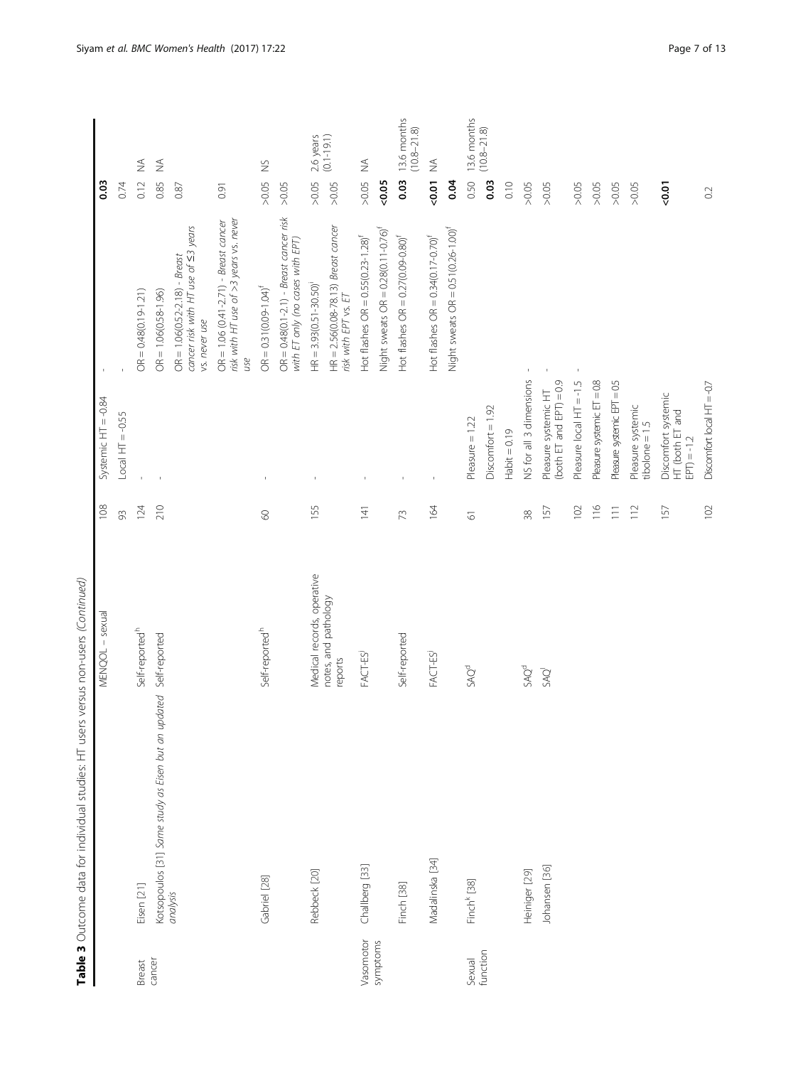**Table 3** Outcome data for individual studies: HT users versus non-users *(Continued)*

| | | | | | | | |
|---|---|---|---|---|---|---|---|
| | | MENQOL – sexual | 108 | Systemic HT = -0.84 | - | **0.03** | |
| | | | 93 | Local HT = -0.55 | - | 0.74 | |
| Breast cancer | Eisen [21] | Self-reported[h] | 124 | - | OR = 0.48(0.19-1.21) | 0.12 | NA |
| | Kotsopoulos [31] *Same study as Eisen but an updated analysis* | Self-reported | 210 | - | OR = 1.06(0.58-1.96) | 0.85 | NA |
| | | | | | OR = 1.06(0.52-2.18) - *Breast cancer risk with HT use of ≤3 years vs. never use* | 0.87 | |
| | | | | | OR = 1.06 (0.41-2.71) - *Breast cancer risk with HT use of >3 years vs. never use* | 0.91 | |
| | Gabriel [28] | Self-reported[h] | 60 | - | OR = 0.31(0.09-1.04)[f] | >0.05 | NS |
| | | | | | OR = 0.48(0.1-2.1) - *Breast cancer risk with ET only (no cases with EPT)* | >0.05 | |
| | Rebbeck [20] | Medical records, operative notes, and pathology reports | 155 | - | HR = 3.93(0.51-30.50)[i] | >0.05 | 2.6 years (0.1-19.1) |
| | | | | | HR = 2.56(0.08-78.13) *Breast cancer risk with EPT vs. ET* | >0.05 | |
| Vasomotor symptoms | Challberg [33] | FACT-ES[j] | 141 | - | Hot flashes OR = 0.55(0.23-1.28)[f] | >0.05 | NA |
| | | | | | Night sweats OR = 0.28(0.11-0.76)[f] | **<0.05** | |
| | Finch [38] | Self-reported | 73 | - | Hot flashes OR = 0.27(0.09-0.80)[f] | **0.03** | 13.6 months (10.8–21.8) |
| | Madalinska [34] | FACT-ES[j] | 164 | - | Hot flashes OR = 0.34(0.17-0.70)[f] | **<0.01** | NA |
| | | | | | Night sweats OR = 0.51(0.26-1.00)[f] | **0.04** | |
| Sexual function | Finch[k] [38] | SAQ[d] | 61 | Pleasure = 1.22 | | 0.50 | 13.6 months (10.8–21.8) |
| | | | | Discomfort = 1.92 | | **0.03** | |
| | | | | Habit = 0.19 | | 0.10 | |
| | Heiniger [29] | SAQ[d] | 38 | NS for all 3 dimensions | - | >0.05 | |
| | Johansen [36] | SAQ[l] | 157 | Pleasure systemic HT (both ET and EPT) = 0.9 | - | >0.05 | |
| | | | 102 | Pleasure local HT = -1.5 | - | >0.05 | |
| | | | 116 | Pleasure systemic ET = 0.8 | | >0.05 | |
| | | | 111 | Pleasure systemic EPT = 0.5 | | >0.05 | |
| | | | 112 | Pleasure systemic tibolone = 1.5 | | >0.05 | |
| | | | 157 | Discomfort systemic HT (both ET and EPT) = -1.2 | | **<0.01** | |
| | | | 102 | Discomfort local HT = -0.7 | | 0.2 | |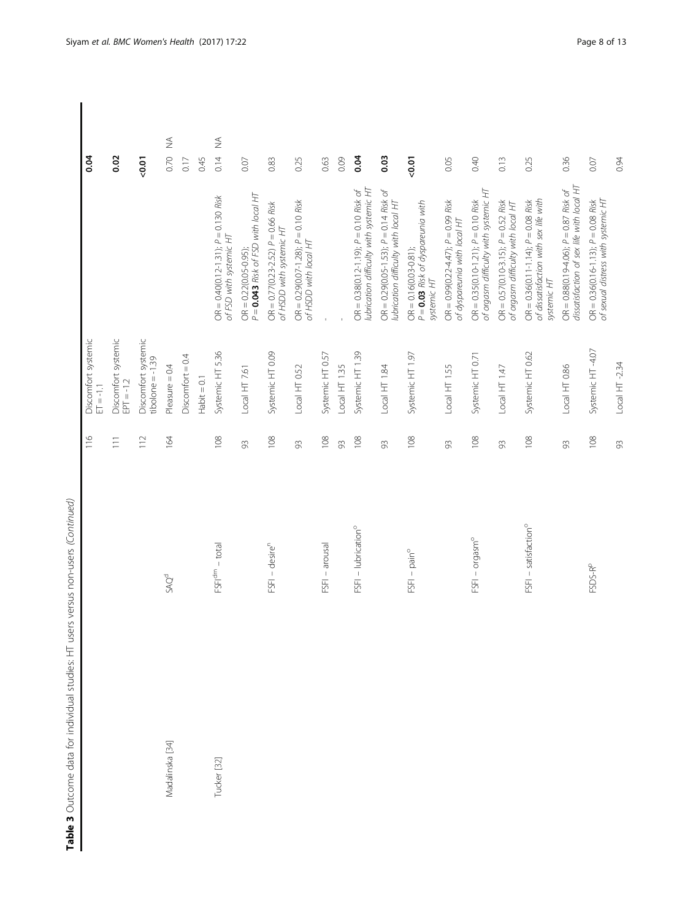**Table 3** Outcome data for individual studies: HT users versus non-users *(Continued)*

| | | | | | | |
|---|---|---|---|---|---|---|
| | | 116 | Discomfort systemic ET = -1.1 | | **0.04** | |
| | | 111 | Discomfort systemic EPT = -1.2 | | **0.02** | |
| | | 112 | Discomfort systemic tibolone = -1.39 | | **<0.01** | |
| Madalinska [34] | SAQ[d] | 164 | Pleasure = 0.4 | | 0.70 | NA |
| | | | Discomfort = 0.4 | | 0.17 | |
| | | | Habit = 0.1 | | 0.45 | |
| Tucker [32] | FSI[dm] – total | 108 | Systemic HT 5.36 | OR = 0.40(0.12-1.31); P = 0.130 *Risk of FSD with systemic HT* | 0.14 | NA |
| | | 93 | Local HT 7.61 | OR = 0.22(0.05-0.95); P = **0.043** *Risk of FSD with local HT* | 0.07 | |
| | FSFI – desire[n] | 108 | Systemic HT 0.09 | OR = 0.77(0.23-2.52) P = 0.66 *Risk of HSDD with systemic HT* | 0.83 | |
| | | 93 | Local HT 0.52 | OR = 0.29(0.07-1.28); P = 0.10 *Risk of HSDD with local HT* | 0.25 | |
| | FSFI – arousal | 108 | Systemic HT 0.57 | - | 0.63 | |
| | | 93 | Local HT 1.35 | - | 0.09 | |
| | FSFI – lubrication[o] | 108 | Systemic HT 1.39 | OR = 0.38(0.12-1.19); P = 0.10 *Risk of lubrication difficulty with systemic HT* | **0.04** | |
| | | 93 | Local HT 1.84 | OR = 0.29(0.05-1.53); P = 0.14 *Risk of lubrication difficulty with local HT* | **0.03** | |
| | FSFI – pain[o] | 108 | Systemic HT 1.97 | OR = 0.16(0.03-0.81); P = **0.03** *Risk of dyspareunia with systemic HT* | **<0.01** | |
| | | 93 | Local HT 1.55 | OR = 0.99(0.22-4.47); P = 0.99 *Risk of dyspareunia with local HT* | 0.05 | |
| | FSFI – orgasm[o] | 108 | Systemic HT 0.71 | OR = 0.35(0.10-1.21); P = 0.10 *Risk of orgasm difficulty with systemic HT* | 0.40 | |
| | | 93 | Local HT 1.47 | OR = 0.57(0.10-3.15); P = 0.52 *Risk of orgasm difficulty with local HT* | 0.13 | |
| | FSFI – satisfaction[o] | 108 | Systemic HT 0.62 | OR = 0.36(0.11-1.14); P = 0.08 *Risk of dissatisfaction with sex life with systemic HT* | 0.25 | |
| | | 93 | Local HT 0.86 | OR = 0.88(0.19-4.06); P = 0.87 *Risk of dissatisfaction of sex life with local HT* | 0.36 | |
| | FSDS-R[p] | 108 | Systemic HT -4.07 | OR = 0.36(0.16-1.13); P = 0.08 *Risk of sexual distress with systemic HT* | 0.07 | |
| | | 93 | Local HT -2.34 | | 0.94 | |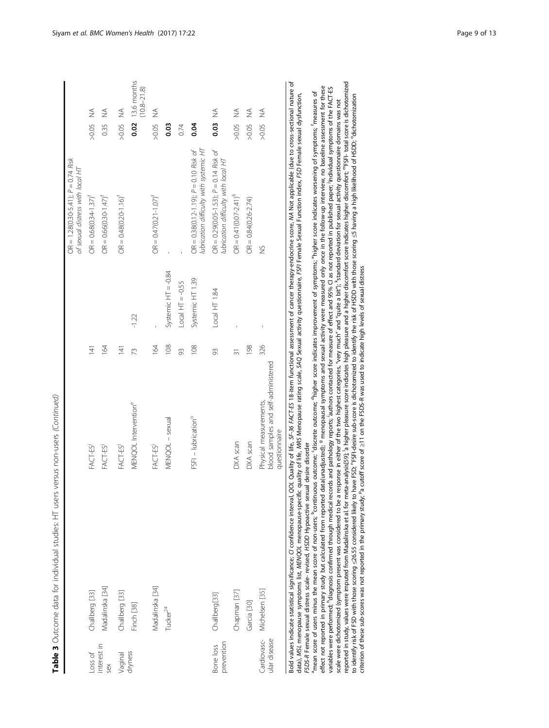**Table 3** Outcome data for individual studies: HT users versus non-users *(Continued)*

| | | | | | | | |
|---|---|---|---|---|---|---|---|
| | | | | | OR = 1.28(0.30-5.41); P = 0.74 *Risk of sexual distress with local HT* | | |
| Loss of interest in sex | Challberg [33] | FACT-ES[j] | 141 | | OR = 0.68(0.34-1.37)[f] | >0.05 | NA |
| | Madalinska [34] | FACT-ES[j] | 164 | | OR = 0.66(0.30-1.47)[f] | 0.35 | NA |
| Vaginal dryness | Challberg [33] | FACT-ES[j] | 141 | | OR = 0.48(0.20-1.16)[f] | >0.05 | NA |
| | Finch [38] | MENQOL Intervention[e] | 73 | -1.22 | | **0.02** | 13.6 months (10.8–21.8) |
| | Madalinska [34] | FACT-ES[j] | 164 | - | OR = 0.47(0.21-1.07)[f] | >0.05 | NA |
| | Tucker[24] | MENQOL – sexual | 108 | Systemic HT = -0.84 | - | **0.03** | |
| | | | 93 | Local HT = -0.55 | - | 0.74 | |
| | | FSFI – lubrication[o] | 108 | Systemic HT 1.39 | OR = 0.38(0.12-1.19); P = 0.10 *Risk of lubrication difficulty with systemic HT* | **0.04** | |
| Bone loss prevention | Challberg[33] | | 93 | Local HT 1.84 | OR = 0.29(0.05-1.53); P = 0.14 *Risk of lubrication difficulty with local HT* | **0.03** | NA |
| | Chapman [37] | DXA scan | 31 | - | OR = 0.41(0.07-2.41)[h] | >0.05 | NA |
| | Garcia [30] | DXA scan | 198 | | OR = 0.84(0.26-2.74) | >0.05 | NA |
| Cardiovascular disease | Michelsen [35] | Physical measurements, blood samples and self-administered questionnaire | 326 | - | NS | >0.05 | NA |

Bold values indicate statistical significance; *CI* confidence interval *QOL* Quality of life, *SF-36 FACT-ES* 18-item functional assessment of cancer therapy-endocrine score, *NA* Not applicable (due to cross-sectional nature of data), *MSL* menopause symptoms list, *MENQOL* menopause-specific quality of life, *MRS* Menopause rating scale, *SAQ* Sexual activity questionnaire, *FSFI* Female Sexual Function index, *FSD* Female sexual dysfunction, *FSDS-R* Female sexual distress scale- revised, *HSDD* Hypoactive sexual desire disorder

[a]mean score of users minus the mean score of non-users; [b]continuous outcome; [c]discrete outcome; [d]higher score indicates improvement of symptoms; [e]higher score indicates worsening of symptoms; [f]measures of effect not reported in primary study but calculated from reported data(unadjusted); [g] menopausal symptoms and sexual activity were measured only once in the follow-up interview, no baseline assessment for these variables were performed; [h]diagnosis confirmed through medical records and pathology reports; [i]authors contacted for measure of effect and 95% CI as not reported in published paper; [j]individual symptoms of the FACT-ES scale were dichotomized (symptom present was considered to be a response in either of the two highest categories, "very much" and "quite a bit"); [k]standard deviation for sexual activity questionnaire domains was not reported in study, values were imputed from Madalinska et al. for meta-analysis[59]; [l]a higher pleasure score indicates high pleasure and a higher discomfort score indicates higher discomfort; [m]FSFI- total score is dichotomized to identify risk of FSD with those scoring ≤26.55 considered likely to have FSD; [n]FSFI-desire sub-score is dichotomized to identify the risk of HSDD with those scoring ≤5 having a high likelihood of HSDD; [o]dichotomization criterion of these sub-scores was not reported in the primary study; [p]a cutoff score of ≥11 on the FSDS-R was used to indicate high levels of sexual distress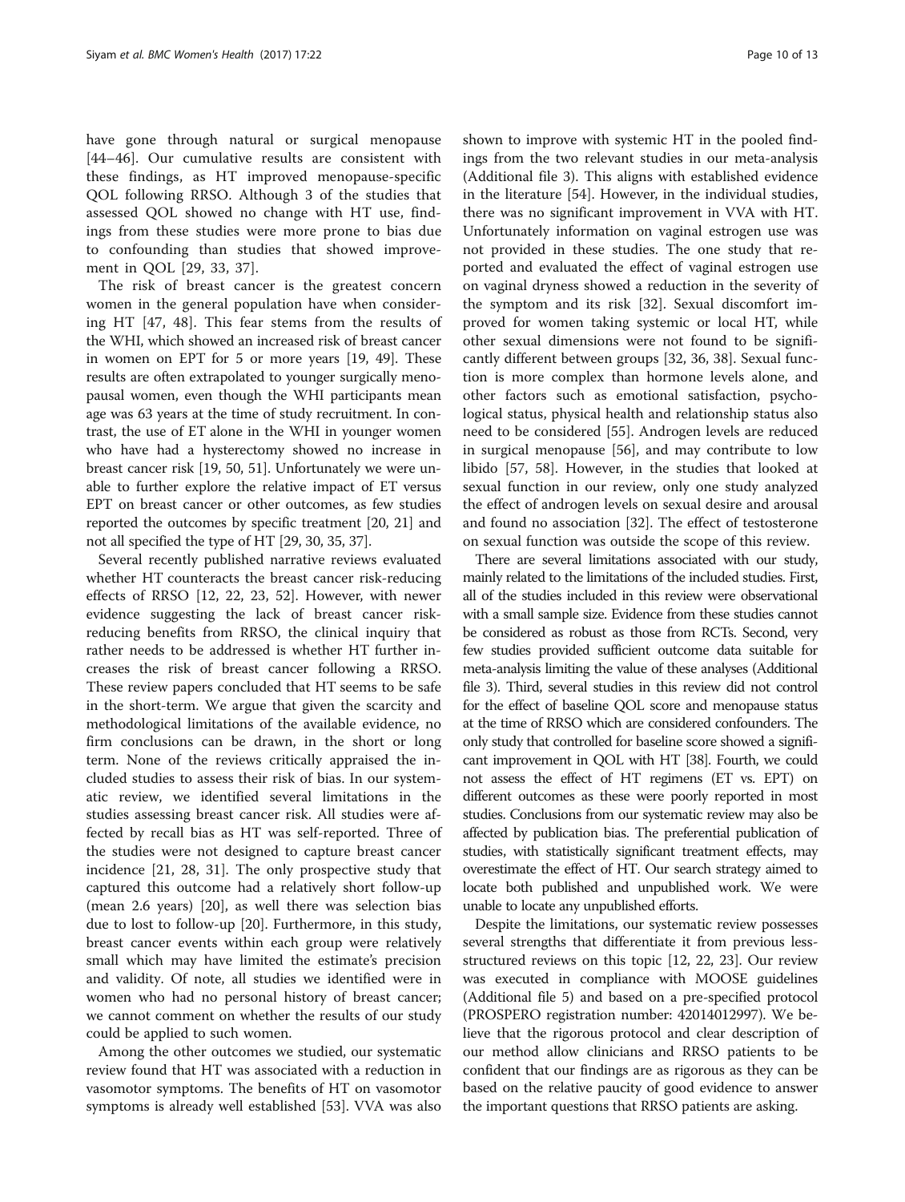have gone through natural or surgical menopause [44–46]. Our cumulative results are consistent with these findings, as HT improved menopause-specific QOL following RRSO. Although 3 of the studies that assessed QOL showed no change with HT use, findings from these studies were more prone to bias due to confounding than studies that showed improvement in QOL [29, 33, 37].

The risk of breast cancer is the greatest concern women in the general population have when considering HT [47, 48]. This fear stems from the results of the WHI, which showed an increased risk of breast cancer in women on EPT for 5 or more years [19, 49]. These results are often extrapolated to younger surgically menopausal women, even though the WHI participants mean age was 63 years at the time of study recruitment. In contrast, the use of ET alone in the WHI in younger women who have had a hysterectomy showed no increase in breast cancer risk [19, 50, 51]. Unfortunately we were unable to further explore the relative impact of ET versus EPT on breast cancer or other outcomes, as few studies reported the outcomes by specific treatment [20, 21] and not all specified the type of HT [29, 30, 35, 37].

Several recently published narrative reviews evaluated whether HT counteracts the breast cancer risk-reducing effects of RRSO [12, 22, 23, 52]. However, with newer evidence suggesting the lack of breast cancer risk-reducing benefits from RRSO, the clinical inquiry that rather needs to be addressed is whether HT further increases the risk of breast cancer following a RRSO. These review papers concluded that HT seems to be safe in the short-term. We argue that given the scarcity and methodological limitations of the available evidence, no firm conclusions can be drawn, in the short or long term. None of the reviews critically appraised the included studies to assess their risk of bias. In our systematic review, we identified several limitations in the studies assessing breast cancer risk. All studies were affected by recall bias as HT was self-reported. Three of the studies were not designed to capture breast cancer incidence [21, 28, 31]. The only prospective study that captured this outcome had a relatively short follow-up (mean 2.6 years) [20], as well there was selection bias due to lost to follow-up [20]. Furthermore, in this study, breast cancer events within each group were relatively small which may have limited the estimate's precision and validity. Of note, all studies we identified were in women who had no personal history of breast cancer; we cannot comment on whether the results of our study could be applied to such women.

Among the other outcomes we studied, our systematic review found that HT was associated with a reduction in vasomotor symptoms. The benefits of HT on vasomotor symptoms is already well established [53]. VVA was also shown to improve with systemic HT in the pooled findings from the two relevant studies in our meta-analysis (Additional file 3). This aligns with established evidence in the literature [54]. However, in the individual studies, there was no significant improvement in VVA with HT. Unfortunately information on vaginal estrogen use was not provided in these studies. The one study that reported and evaluated the effect of vaginal estrogen use on vaginal dryness showed a reduction in the severity of the symptom and its risk [32]. Sexual discomfort improved for women taking systemic or local HT, while other sexual dimensions were not found to be significantly different between groups [32, 36, 38]. Sexual function is more complex than hormone levels alone, and other factors such as emotional satisfaction, psychological status, physical health and relationship status also need to be considered [55]. Androgen levels are reduced in surgical menopause [56], and may contribute to low libido [57, 58]. However, in the studies that looked at sexual function in our review, only one study analyzed the effect of androgen levels on sexual desire and arousal and found no association [32]. The effect of testosterone on sexual function was outside the scope of this review.

There are several limitations associated with our study, mainly related to the limitations of the included studies. First, all of the studies included in this review were observational with a small sample size. Evidence from these studies cannot be considered as robust as those from RCTs. Second, very few studies provided sufficient outcome data suitable for meta-analysis limiting the value of these analyses (Additional file 3). Third, several studies in this review did not control for the effect of baseline QOL score and menopause status at the time of RRSO which are considered confounders. The only study that controlled for baseline score showed a significant improvement in QOL with HT [38]. Fourth, we could not assess the effect of HT regimens (ET vs. EPT) on different outcomes as these were poorly reported in most studies. Conclusions from our systematic review may also be affected by publication bias. The preferential publication of studies, with statistically significant treatment effects, may overestimate the effect of HT. Our search strategy aimed to locate both published and unpublished work. We were unable to locate any unpublished efforts.

Despite the limitations, our systematic review possesses several strengths that differentiate it from previous less-structured reviews on this topic [12, 22, 23]. Our review was executed in compliance with MOOSE guidelines (Additional file 5) and based on a pre-specified protocol (PROSPERO registration number: 42014012997). We believe that the rigorous protocol and clear description of our method allow clinicians and RRSO patients to be confident that our findings are as rigorous as they can be based on the relative paucity of good evidence to answer the important questions that RRSO patients are asking.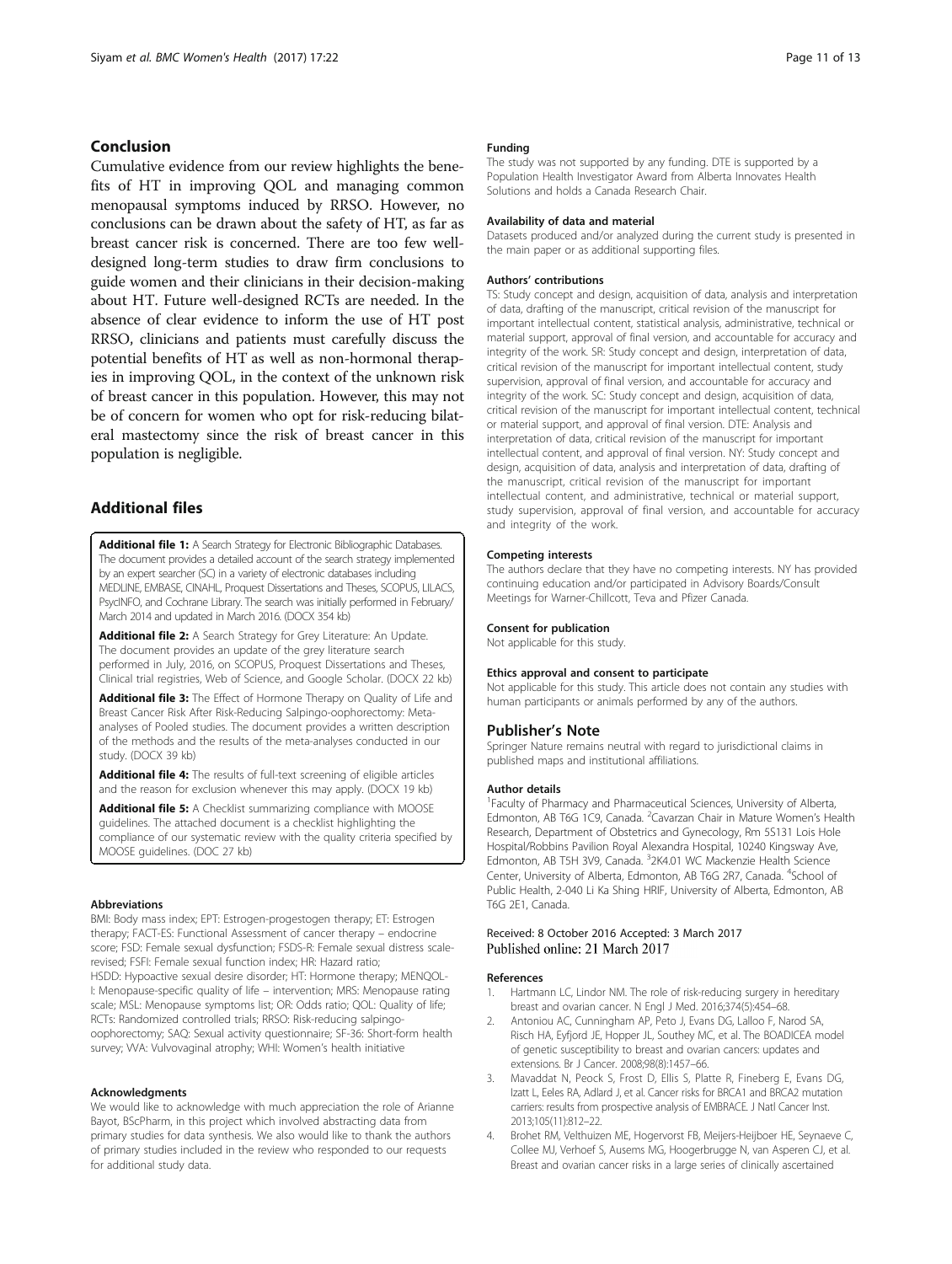## Conclusion

Cumulative evidence from our review highlights the benefits of HT in improving QOL and managing common menopausal symptoms induced by RRSO. However, no conclusions can be drawn about the safety of HT, as far as breast cancer risk is concerned. There are too few well-designed long-term studies to draw firm conclusions to guide women and their clinicians in their decision-making about HT. Future well-designed RCTs are needed. In the absence of clear evidence to inform the use of HT post RRSO, clinicians and patients must carefully discuss the potential benefits of HT as well as non-hormonal therapies in improving QOL, in the context of the unknown risk of breast cancer in this population. However, this may not be of concern for women who opt for risk-reducing bilateral mastectomy since the risk of breast cancer in this population is negligible.

## Additional files

**Additional file 1:** A Search Strategy for Electronic Bibliographic Databases. The document provides a detailed account of the search strategy implemented by an expert searcher (SC) in a variety of electronic databases including MEDLINE, EMBASE, CINAHL, Proquest Dissertations and Theses, SCOPUS, LILACS, PsycINFO, and Cochrane Library. The search was initially performed in February/ March 2014 and updated in March 2016. (DOCX 354 kb)

**Additional file 2:** A Search Strategy for Grey Literature: An Update. The document provides an update of the grey literature search performed in July, 2016, on SCOPUS, Proquest Dissertations and Theses, Clinical trial registries, Web of Science, and Google Scholar. (DOCX 22 kb)

**Additional file 3:** The Effect of Hormone Therapy on Quality of Life and Breast Cancer Risk After Risk-Reducing Salpingo-oophorectomy: Meta-analyses of Pooled studies. The document provides a written description of the methods and the results of the meta-analyses conducted in our study. (DOCX 39 kb)

**Additional file 4:** The results of full-text screening of eligible articles and the reason for exclusion whenever this may apply. (DOCX 19 kb)

**Additional file 5:** A Checklist summarizing compliance with MOOSE guidelines. The attached document is a checklist highlighting the compliance of our systematic review with the quality criteria specified by MOOSE guidelines. (DOC 27 kb)

#### Abbreviations

BMI: Body mass index; EPT: Estrogen-progestogen therapy; ET: Estrogen therapy; FACT-ES: Functional Assessment of cancer therapy – endocrine score; FSD: Female sexual dysfunction; FSDS-R: Female sexual distress scale-revised; FSFI: Female sexual function index; HR: Hazard ratio; HSDD: Hypoactive sexual desire disorder; HT: Hormone therapy; MENQOL-I: Menopause-specific quality of life – intervention; MRS: Menopause rating scale; MSL: Menopause symptoms list; OR: Odds ratio; QOL: Quality of life; RCTs: Randomized controlled trials; RRSO: Risk-reducing salpingo-oophorectomy; SAQ: Sexual activity questionnaire; SF-36: Short-form health survey; VVA: Vulvovaginal atrophy; WHI: Women's health initiative

#### Acknowledgments

We would like to acknowledge with much appreciation the role of Arianne Bayot, BScPharm, in this project which involved abstracting data from primary studies for data synthesis. We also would like to thank the authors of primary studies included in the review who responded to our requests for additional study data.

#### Funding

The study was not supported by any funding. DTE is supported by a Population Health Investigator Award from Alberta Innovates Health Solutions and holds a Canada Research Chair.

#### Availability of data and material

Datasets produced and/or analyzed during the current study is presented in the main paper or as additional supporting files.

#### Authors' contributions

TS: Study concept and design, acquisition of data, analysis and interpretation of data, drafting of the manuscript, critical revision of the manuscript for important intellectual content, statistical analysis, administrative, technical or material support, approval of final version, and accountable for accuracy and integrity of the work. SR: Study concept and design, interpretation of data, critical revision of the manuscript for important intellectual content, study supervision, approval of final version, and accountable for accuracy and integrity of the work. SC: Study concept and design, acquisition of data, critical revision of the manuscript for important intellectual content, technical or material support, and approval of final version. DTE: Analysis and interpretation of data, critical revision of the manuscript for important intellectual content, and approval of final version. NY: Study concept and design, acquisition of data, analysis and interpretation of data, drafting of the manuscript, critical revision of the manuscript for important intellectual content, and administrative, technical or material support, study supervision, approval of final version, and accountable for accuracy and integrity of the work.

#### Competing interests

The authors declare that they have no competing interests. NY has provided continuing education and/or participated in Advisory Boards/Consult Meetings for Warner-Chillcott, Teva and Pfizer Canada.

#### Consent for publication

Not applicable for this study.

#### Ethics approval and consent to participate

Not applicable for this study. This article does not contain any studies with human participants or animals performed by any of the authors.

### Publisher's Note

Springer Nature remains neutral with regard to jurisdictional claims in published maps and institutional affiliations.

#### Author details

[1]Faculty of Pharmacy and Pharmaceutical Sciences, University of Alberta, Edmonton, AB T6G 1C9, Canada. [2]Cavarzan Chair in Mature Women's Health Research, Department of Obstetrics and Gynecology, Rm 5S131 Lois Hole Hospital/Robbins Pavilion Royal Alexandra Hospital, 10240 Kingsway Ave, Edmonton, AB T5H 3V9, Canada. [3]2K4.01 WC Mackenzie Health Science Center, University of Alberta, Edmonton, AB T6G 2R7, Canada. [4]School of Public Health, 2-040 Li Ka Shing HRIF, University of Alberta, Edmonton, AB T6G 2E1, Canada.

Received: 8 October 2016 Accepted: 3 March 2017
Published online: 21 March 2017

#### References

1. Hartmann LC, Lindor NM. The role of risk-reducing surgery in hereditary breast and ovarian cancer. N Engl J Med. 2016;374(5):454–68.
2. Antoniou AC, Cunningham AP, Peto J, Evans DG, Lalloo F, Narod SA, Risch HA, Eyfjord JE, Hopper JL, Southey MC, et al. The BOADICEA model of genetic susceptibility to breast and ovarian cancers: updates and extensions. Br J Cancer. 2008;98(8):1457–66.
3. Mavaddat N, Peock S, Frost D, Ellis S, Platte R, Fineberg E, Evans DG, Izatt L, Eeles RA, Adlard J, et al. Cancer risks for BRCA1 and BRCA2 mutation carriers: results from prospective analysis of EMBRACE. J Natl Cancer Inst. 2013;105(11):812–22.
4. Brohet RM, Velthuizen ME, Hogervorst FB, Meijers-Heijboer HE, Seynaeve C, Collee MJ, Verhoef S, Ausems MG, Hoogerbrugge N, van Asperen CJ, et al. Breast and ovarian cancer risks in a large series of clinically ascertained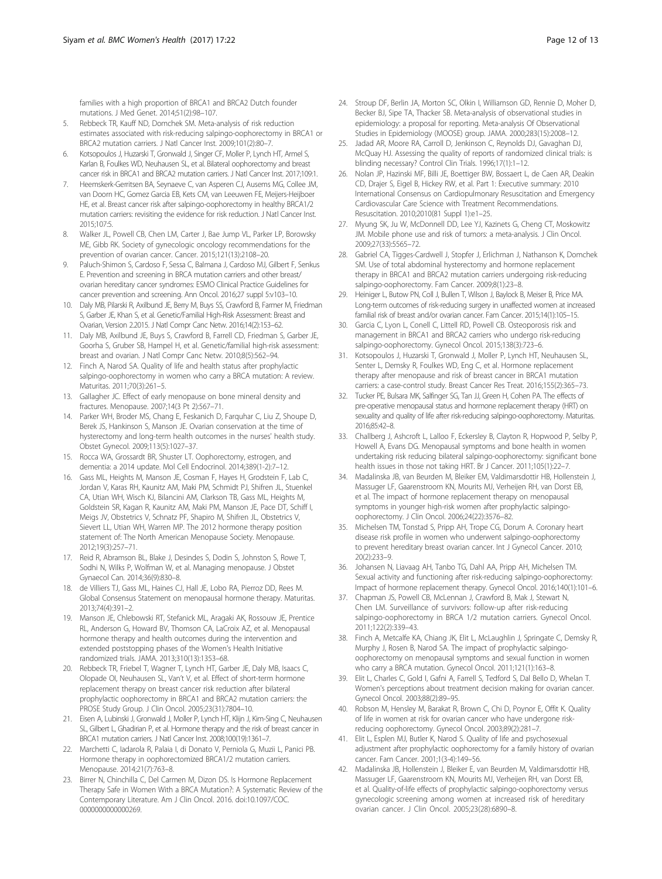families with a high proportion of BRCA1 and BRCA2 Dutch founder mutations. J Med Genet. 2014;51(2):98–107.

5. Rebbeck TR, Kauff ND, Domchek SM. Meta-analysis of risk reduction estimates associated with risk-reducing salpingo-oophorectomy in BRCA1 or BRCA2 mutation carriers. J Natl Cancer Inst. 2009;101(2):80–7.
6. Kotsopoulos J, Huzarski T, Gronwald J, Singer CF, Moller P, Lynch HT, Armel S, Karlan B, Foulkes WD, Neuhausen SL, et al. Bilateral oophorectomy and breast cancer risk in BRCA1 and BRCA2 mutation carriers. J Natl Cancer Inst. 2017;109:1.
7. Heemskerk-Gerritsen BA, Seynaeve C, van Asperen CJ, Ausems MG, Collee JM, van Doorn HC, Gomez Garcia EB, Kets CM, van Leeuwen FE, Meijers-Heijboer HE, et al. Breast cancer risk after salpingo-oophorectomy in healthy BRCA1/2 mutation carriers: revisiting the evidence for risk reduction. J Natl Cancer Inst. 2015;107:5.
8. Walker JL, Powell CB, Chen LM, Carter J, Bae Jump VL, Parker LP, Borowsky ME, Gibb RK. Society of gynecologic oncology recommendations for the prevention of ovarian cancer. Cancer. 2015;121(13):2108–20.
9. Paluch-Shimon S, Cardoso F, Sessa C, Balmana J, Cardoso MJ, Gilbert F, Senkus E. Prevention and screening in BRCA mutation carriers and other breast/ovarian hereditary cancer syndromes: ESMO Clinical Practice Guidelines for cancer prevention and screening. Ann Oncol. 2016;27 suppl 5:v103–10.
10. Daly MB, Pilarski R, Axilbund JE, Berry M, Buys SS, Crawford B, Farmer M, Friedman S, Garber JE, Khan S, et al. Genetic/Familial High-Risk Assessment: Breast and Ovarian, Version 2.2015. J Natl Compr Canc Netw. 2016;14(2):153–62.
11. Daly MB, Axilbund JE, Buys S, Crawford B, Farrell CD, Friedman S, Garber JE, Goorha S, Gruber SB, Hampel H, et al. Genetic/familial high-risk assessment: breast and ovarian. J Natl Compr Canc Netw. 2010;8(5):562–94.
12. Finch A, Narod SA. Quality of life and health status after prophylactic salpingo-oophorectomy in women who carry a BRCA mutation: A review. Maturitas. 2011;70(3):261–5.
13. Gallagher JC. Effect of early menopause on bone mineral density and fractures. Menopause. 2007;14(3 Pt 2):567–71.
14. Parker WH, Broder MS, Chang E, Feskanich D, Farquhar C, Liu Z, Shoupe D, Berek JS, Hankinson S, Manson JE. Ovarian conservation at the time of hysterectomy and long-term health outcomes in the nurses' health study. Obstet Gynecol. 2009;113(5):1027–37.
15. Rocca WA, Grossardt BR, Shuster LT. Oophorectomy, estrogen, and dementia: a 2014 update. Mol Cell Endocrinol. 2014;389(1-2):7–12.
16. Gass ML, Heights M, Manson JE, Cosman F, Hayes H, Grodstein F, Lab C, Jordan V, Karas RH, Kaunitz AM, Maki PM, Schmidt PJ, Shifren JL, Stuenkel CA, Utian WH, Wisch KJ, Bilancini AM, Clarkson TB, Gass ML, Heights M, Goldstein SR, Kagan R, Kaunitz AM, Maki PM, Manson JE, Pace DT, Schiff I, Meigs JV, Obstetrics V, Schnatz PF, Shapiro M, Shifren JL, Obstetrics V, Sievert LL, Utian WH, Warren MP. The 2012 hormone therapy position statement of: The North American Menopause Society. Menopause. 2012;19(3):257–71.
17. Reid R, Abramson BL, Blake J, Desindes S, Dodin S, Johnston S, Rowe T, Sodhi N, Wilks P, Wolfman W, et al. Managing menopause. J Obstet Gynaecol Can. 2014;36(9):830–8.
18. de Villiers TJ, Gass ML, Haines CJ, Hall JE, Lobo RA, Pierroz DD, Rees M. Global Consensus Statement on menopausal hormone therapy. Maturitas. 2013;74(4):391–2.
19. Manson JE, Chlebowski RT, Stefanick ML, Aragaki AK, Rossouw JE, Prentice RL, Anderson G, Howard BV, Thomson CA, LaCroix AZ, et al. Menopausal hormone therapy and health outcomes during the intervention and extended poststopping phases of the Women's Health Initiative randomized trials. JAMA. 2013;310(13):1353–68.
20. Rebbeck TR, Friebel T, Wagner T, Lynch HT, Garber JE, Daly MB, Isaacs C, Olopade OI, Neuhausen SL, Van't V, et al. Effect of short-term hormone replacement therapy on breast cancer risk reduction after bilateral prophylactic oophorectomy in BRCA1 and BRCA2 mutation carriers: the PROSE Study Group. J Clin Oncol. 2005;23(31):7804–10.
21. Eisen A, Lubinski J, Gronwald J, Moller P, Lynch HT, Klijn J, Kim-Sing C, Neuhausen SL, Gilbert L, Ghadirian P, et al. Hormone therapy and the risk of breast cancer in BRCA1 mutation carriers. J Natl Cancer Inst. 2008;100(19):1361–7.
22. Marchetti C, Iadarola R, Palaia I, di Donato V, Perniola G, Muzii L, Panici PB. Hormone therapy in oophorectomized BRCA1/2 mutation carriers. Menopause. 2014;21(7):763–8.
23. Birrer N, Chinchilla C, Del Carmen M, Dizon DS. Is Hormone Replacement Therapy Safe in Women With a BRCA Mutation?: A Systematic Review of the Contemporary Literature. Am J Clin Oncol. 2016. doi:10.1097/COC.0000000000000269.
24. Stroup DF, Berlin JA, Morton SC, Olkin I, Williamson GD, Rennie D, Moher D, Becker BJ, Sipe TA, Thacker SB. Meta-analysis of observational studies in epidemiology: a proposal for reporting. Meta-analysis Of Observational Studies in Epidemiology (MOOSE) group. JAMA. 2000;283(15):2008–12.
25. Jadad AR, Moore RA, Carroll D, Jenkinson C, Reynolds DJ, Gavaghan DJ, McQuay HJ. Assessing the quality of reports of randomized clinical trials: is blinding necessary? Control Clin Trials. 1996;17(1):1–12.
26. Nolan JP, Hazinski MF, Billi JE, Boettiger BW, Bossaert L, de Caen AR, Deakin CD, Drajer S, Eigel B, Hickey RW, et al. Part 1: Executive summary: 2010 International Consensus on Cardiopulmonary Resuscitation and Emergency Cardiovascular Care Science with Treatment Recommendations. Resuscitation. 2010;2010(81 Suppl 1):e1–25.
27. Myung SK, Ju W, McDonnell DD, Lee YJ, Kazinets G, Cheng CT, Moskowitz JM. Mobile phone use and risk of tumors: a meta-analysis. J Clin Oncol. 2009;27(33):5565–72.
28. Gabriel CA, Tigges-Cardwell J, Stopfer J, Erlichman J, Nathanson K, Domchek SM. Use of total abdominal hysterectomy and hormone replacement therapy in BRCA1 and BRCA2 mutation carriers undergoing risk-reducing salpingo-oophorectomy. Fam Cancer. 2009;8(1):23–8.
29. Heiniger L, Butow PN, Coll J, Bullen T, Wilson J, Baylock B, Meiser B, Price MA. Long-term outcomes of risk-reducing surgery in unaffected women at increased familial risk of breast and/or ovarian cancer. Fam Cancer. 2015;14(1):105–15.
30. Garcia C, Lyon L, Conell C, Littell RD, Powell CB. Osteoporosis risk and management in BRCA1 and BRCA2 carriers who undergo risk-reducing salpingo-oophorectomy. Gynecol Oncol. 2015;138(3):723–6.
31. Kotsopoulos J, Huzarski T, Gronwald J, Moller P, Lynch HT, Neuhausen SL, Senter L, Demsky R, Foulkes WD, Eng C, et al. Hormone replacement therapy after menopause and risk of breast cancer in BRCA1 mutation carriers: a case-control study. Breast Cancer Res Treat. 2016;155(2):365–73.
32. Tucker PE, Bulsara MK, Salfinger SG, Tan JJ, Green H, Cohen PA. The effects of pre-operative menopausal status and hormone replacement therapy (HRT) on sexuality and quality of life after risk-reducing salpingo-oophorectomy. Maturitas. 2016;85:42–8.
33. Challberg J, Ashcroft L, Lalloo F, Eckersley B, Clayton R, Hopwood P, Selby P, Howell A, Evans DG. Menopausal symptoms and bone health in women undertaking risk reducing bilateral salpingo-oophorectomy: significant bone health issues in those not taking HRT. Br J Cancer. 2011;105(1):22–7.
34. Madalinska JB, van Beurden M, Bleiker EM, Valdimarsdottir HB, Hollenstein J, Massuger LF, Gaarenstroom KN, Mourits MJ, Verheijen RH, van Dorst EB, et al. The impact of hormone replacement therapy on menopausal symptoms in younger high-risk women after prophylactic salpingo-oophorectomy. J Clin Oncol. 2006;24(22):3576–82.
35. Michelsen TM, Tonstad S, Pripp AH, Trope CG, Dorum A. Coronary heart disease risk profile in women who underwent salpingo-oophorectomy to prevent hereditary breast ovarian cancer. Int J Gynecol Cancer. 2010;20(2):233–9.
36. Johansen N, Liavaag AH, Tanbo TG, Dahl AA, Pripp AH, Michelsen TM. Sexual activity and functioning after risk-reducing salpingo-oophorectomy: Impact of hormone replacement therapy. Gynecol Oncol. 2016;140(1):101–6.
37. Chapman JS, Powell CB, McLennan J, Crawford B, Mak J, Stewart N, Chen LM. Surveillance of survivors: follow-up after risk-reducing salpingo-oophorectomy in BRCA 1/2 mutation carriers. Gynecol Oncol. 2011;122(2):339–43.
38. Finch A, Metcalfe KA, Chiang JK, Elit L, McLaughlin J, Springate C, Demsky R, Murphy J, Rosen B, Narod SA. The impact of prophylactic salpingo-oophorectomy on menopausal symptoms and sexual function in women who carry a BRCA mutation. Gynecol Oncol. 2011;121(1):163–8.
39. Elit L, Charles C, Gold I, Gafni A, Farrell S, Tedford S, Dal Bello D, Whelan T. Women's perceptions about treatment decision making for ovarian cancer. Gynecol Oncol. 2003;88(2):89–95.
40. Robson M, Hensley M, Barakat R, Brown C, Chi D, Poynor E, Offit K. Quality of life in women at risk for ovarian cancer who have undergone risk-reducing oophorectomy. Gynecol Oncol. 2003;89(2):281–7.
41. Elit L, Esplen MJ, Butler K, Narod S. Quality of life and psychosexual adjustment after prophylactic oophorectomy for a family history of ovarian cancer. Fam Cancer. 2001;1(3-4):149–56.
42. Madalinska JB, Hollenstein J, Bleiker E, van Beurden M, Valdimarsdottir HB, Massuger LF, Gaarenstroom KN, Mourits MJ, Verheijen RH, van Dorst EB, et al. Quality-of-life effects of prophylactic salpingo-oophorectomy versus gynecologic screening among women at increased risk of hereditary ovarian cancer. J Clin Oncol. 2005;23(28):6890–8.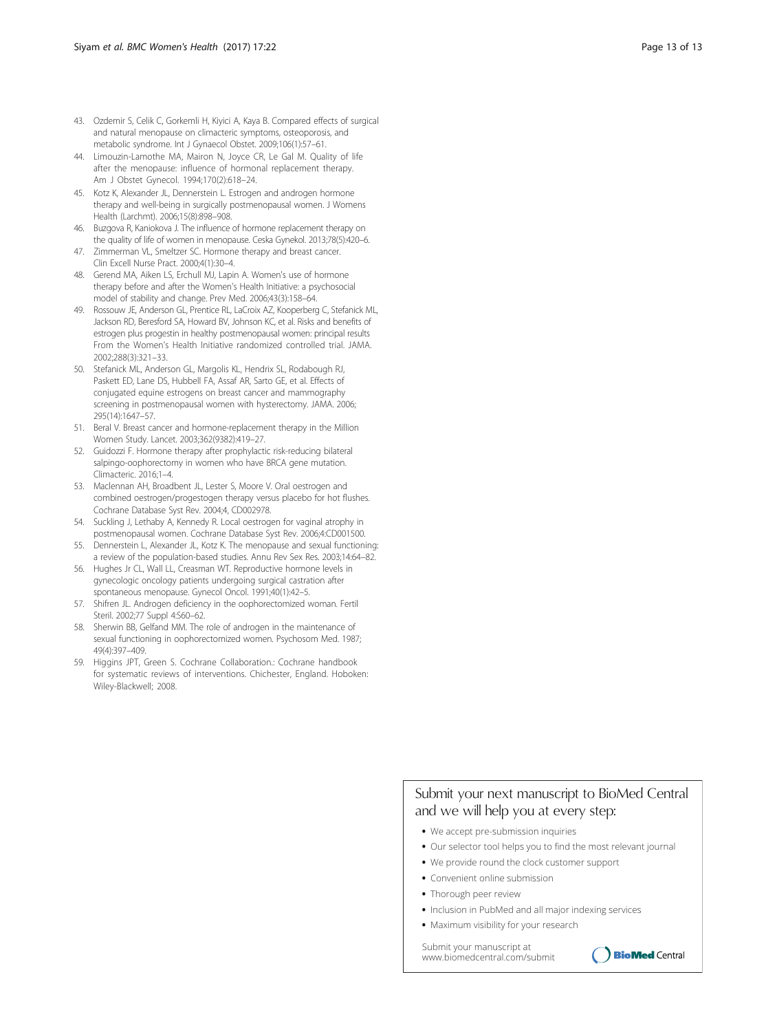43. Ozdemir S, Celik C, Gorkemli H, Kiyici A, Kaya B. Compared effects of surgical and natural menopause on climacteric symptoms, osteoporosis, and metabolic syndrome. Int J Gynaecol Obstet. 2009;106(1):57–61.
44. Limouzin-Lamothe MA, Mairon N, Joyce CR, Le Gal M. Quality of life after the menopause: influence of hormonal replacement therapy. Am J Obstet Gynecol. 1994;170(2):618–24.
45. Kotz K, Alexander JL, Dennerstein L. Estrogen and androgen hormone therapy and well-being in surgically postmenopausal women. J Womens Health (Larchmt). 2006;15(8):898–908.
46. Buzgova R, Kaniokova J. The influence of hormone replacement therapy on the quality of life of women in menopause. Ceska Gynekol. 2013;78(5):420–6.
47. Zimmerman VL, Smeltzer SC. Hormone therapy and breast cancer. Clin Excell Nurse Pract. 2000;4(1):30–4.
48. Gerend MA, Aiken LS, Erchull MJ, Lapin A. Women's use of hormone therapy before and after the Women's Health Initiative: a psychosocial model of stability and change. Prev Med. 2006;43(3):158–64.
49. Rossouw JE, Anderson GL, Prentice RL, LaCroix AZ, Kooperberg C, Stefanick ML, Jackson RD, Beresford SA, Howard BV, Johnson KC, et al. Risks and benefits of estrogen plus progestin in healthy postmenopausal women: principal results From the Women's Health Initiative randomized controlled trial. JAMA. 2002;288(3):321–33.
50. Stefanick ML, Anderson GL, Margolis KL, Hendrix SL, Rodabough RJ, Paskett ED, Lane DS, Hubbell FA, Assaf AR, Sarto GE, et al. Effects of conjugated equine estrogens on breast cancer and mammography screening in postmenopausal women with hysterectomy. JAMA. 2006; 295(14):1647–57.
51. Beral V. Breast cancer and hormone-replacement therapy in the Million Women Study. Lancet. 2003;362(9382):419–27.
52. Guidozzi F. Hormone therapy after prophylactic risk-reducing bilateral salpingo-oophorectomy in women who have BRCA gene mutation. Climacteric. 2016;1–4.
53. Maclennan AH, Broadbent JL, Lester S, Moore V. Oral oestrogen and combined oestrogen/progestogen therapy versus placebo for hot flushes. Cochrane Database Syst Rev. 2004;4, CD002978.
54. Suckling J, Lethaby A, Kennedy R. Local oestrogen for vaginal atrophy in postmenopausal women. Cochrane Database Syst Rev. 2006;4:CD001500.
55. Dennerstein L, Alexander JL, Kotz K. The menopause and sexual functioning: a review of the population-based studies. Annu Rev Sex Res. 2003;14:64–82.
56. Hughes Jr CL, Wall LL, Creasman WT. Reproductive hormone levels in gynecologic oncology patients undergoing surgical castration after spontaneous menopause. Gynecol Oncol. 1991;40(1):42–5.
57. Shifren JL. Androgen deficiency in the oophorectomized woman. Fertil Steril. 2002;77 Suppl 4:S60–62.
58. Sherwin BB, Gelfand MM. The role of androgen in the maintenance of sexual functioning in oophorectomized women. Psychosom Med. 1987; 49(4):397–409.
59. Higgins JPT, Green S. Cochrane Collaboration.: Cochrane handbook for systematic reviews of interventions. Chichester, England. Hoboken: Wiley-Blackwell; 2008.

Submit your next manuscript to BioMed Central and we will help you at every step:

- We accept pre-submission inquiries
- Our selector tool helps you to find the most relevant journal
- We provide round the clock customer support
- Convenient online submission
- Thorough peer review
- Inclusion in PubMed and all major indexing services
- Maximum visibility for your research

Submit your manuscript at www.biomedcentral.com/submit

BioMed Central